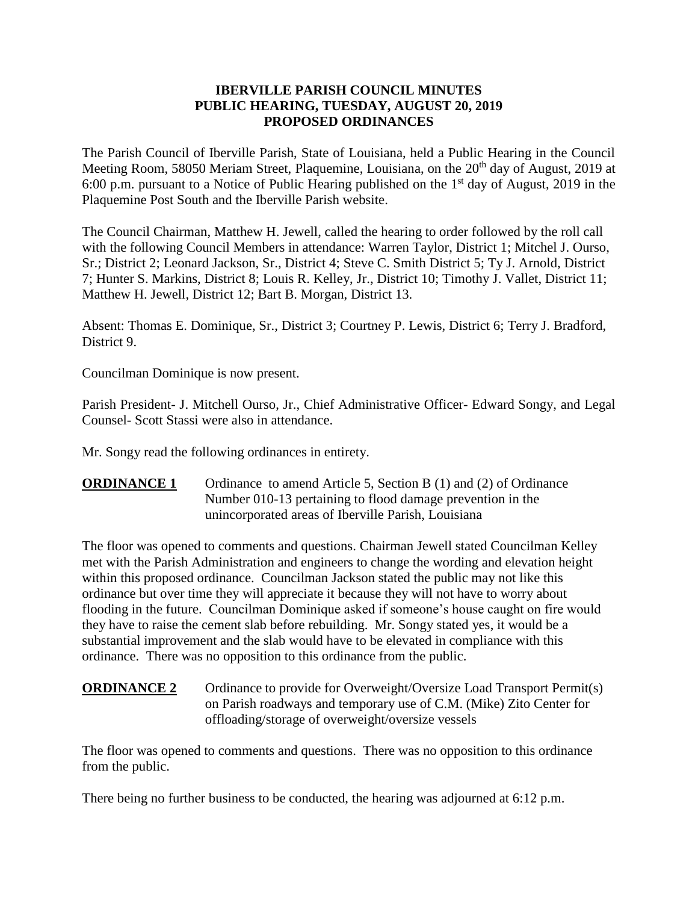**IBERVILLE PARISH COUNCIL MINUTES**
**PUBLIC HEARING, TUESDAY, AUGUST 20, 2019**
**PROPOSED ORDINANCES**

The Parish Council of Iberville Parish, State of Louisiana, held a Public Hearing in the Council Meeting Room, 58050 Meriam Street, Plaquemine, Louisiana, on the 20th day of August, 2019 at 6:00 p.m. pursuant to a Notice of Public Hearing published on the 1st day of August, 2019 in the Plaquemine Post South and the Iberville Parish website.

The Council Chairman, Matthew H. Jewell, called the hearing to order followed by the roll call with the following Council Members in attendance: Warren Taylor, District 1; Mitchel J. Ourso, Sr.; District 2; Leonard Jackson, Sr., District 4; Steve C. Smith District 5; Ty J. Arnold, District 7; Hunter S. Markins, District 8; Louis R. Kelley, Jr., District 10; Timothy J. Vallet, District 11; Matthew H. Jewell, District 12; Bart B. Morgan, District 13.

Absent: Thomas E. Dominique, Sr., District 3; Courtney P. Lewis, District 6; Terry J. Bradford, District 9.

Councilman Dominique is now present.

Parish President- J. Mitchell Ourso, Jr., Chief Administrative Officer- Edward Songy, and Legal Counsel- Scott Stassi were also in attendance.

Mr. Songy read the following ordinances in entirety.

**ORDINANCE 1** Ordinance to amend Article 5, Section B (1) and (2) of Ordinance Number 010-13 pertaining to flood damage prevention in the unincorporated areas of Iberville Parish, Louisiana

The floor was opened to comments and questions. Chairman Jewell stated Councilman Kelley met with the Parish Administration and engineers to change the wording and elevation height within this proposed ordinance. Councilman Jackson stated the public may not like this ordinance but over time they will appreciate it because they will not have to worry about flooding in the future. Councilman Dominique asked if someone's house caught on fire would they have to raise the cement slab before rebuilding. Mr. Songy stated yes, it would be a substantial improvement and the slab would have to be elevated in compliance with this ordinance. There was no opposition to this ordinance from the public.

**ORDINANCE 2** Ordinance to provide for Overweight/Oversize Load Transport Permit(s) on Parish roadways and temporary use of C.M. (Mike) Zito Center for offloading/storage of overweight/oversize vessels

The floor was opened to comments and questions. There was no opposition to this ordinance from the public.

There being no further business to be conducted, the hearing was adjourned at 6:12 p.m.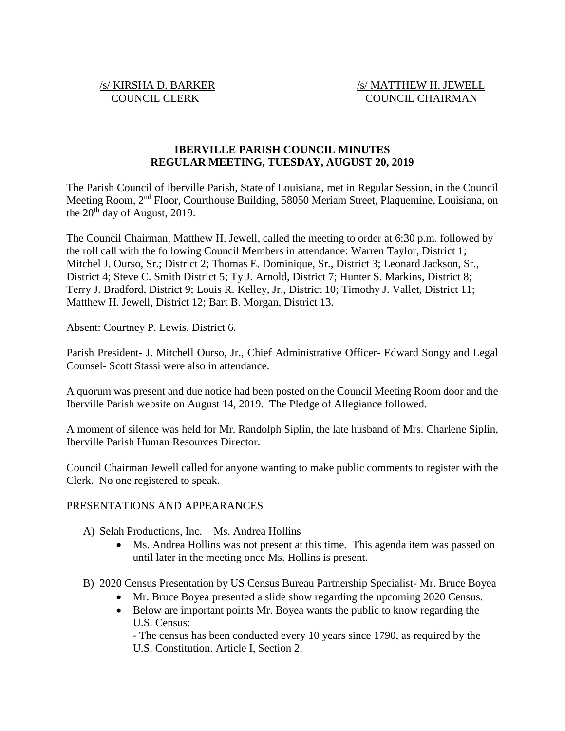/s/ KIRSHA D. BARKER
COUNCIL CLERK

/s/ MATTHEW H. JEWELL
COUNCIL CHAIRMAN

**IBERVILLE PARISH COUNCIL MINUTES**
**REGULAR MEETING, TUESDAY, AUGUST 20, 2019**

The Parish Council of Iberville Parish, State of Louisiana, met in Regular Session, in the Council Meeting Room, 2nd Floor, Courthouse Building, 58050 Meriam Street, Plaquemine, Louisiana, on the 20th day of August, 2019.

The Council Chairman, Matthew H. Jewell, called the meeting to order at 6:30 p.m. followed by the roll call with the following Council Members in attendance: Warren Taylor, District 1; Mitchel J. Ourso, Sr.; District 2; Thomas E. Dominique, Sr., District 3; Leonard Jackson, Sr., District 4; Steve C. Smith District 5; Ty J. Arnold, District 7; Hunter S. Markins, District 8; Terry J. Bradford, District 9; Louis R. Kelley, Jr., District 10; Timothy J. Vallet, District 11; Matthew H. Jewell, District 12; Bart B. Morgan, District 13.

Absent: Courtney P. Lewis, District 6.

Parish President- J. Mitchell Ourso, Jr., Chief Administrative Officer- Edward Songy and Legal Counsel- Scott Stassi were also in attendance.

A quorum was present and due notice had been posted on the Council Meeting Room door and the Iberville Parish website on August 14, 2019. The Pledge of Allegiance followed.

A moment of silence was held for Mr. Randolph Siplin, the late husband of Mrs. Charlene Siplin, Iberville Parish Human Resources Director.

Council Chairman Jewell called for anyone wanting to make public comments to register with the Clerk. No one registered to speak.

PRESENTATIONS AND APPEARANCES

A) Selah Productions, Inc. – Ms. Andrea Hollins
   - Ms. Andrea Hollins was not present at this time. This agenda item was passed on until later in the meeting once Ms. Hollins is present.

B) 2020 Census Presentation by US Census Bureau Partnership Specialist- Mr. Bruce Boyea
   - Mr. Bruce Boyea presented a slide show regarding the upcoming 2020 Census.
   - Below are important points Mr. Boyea wants the public to know regarding the U.S. Census:
     - The census has been conducted every 10 years since 1790, as required by the U.S. Constitution. Article I, Section 2.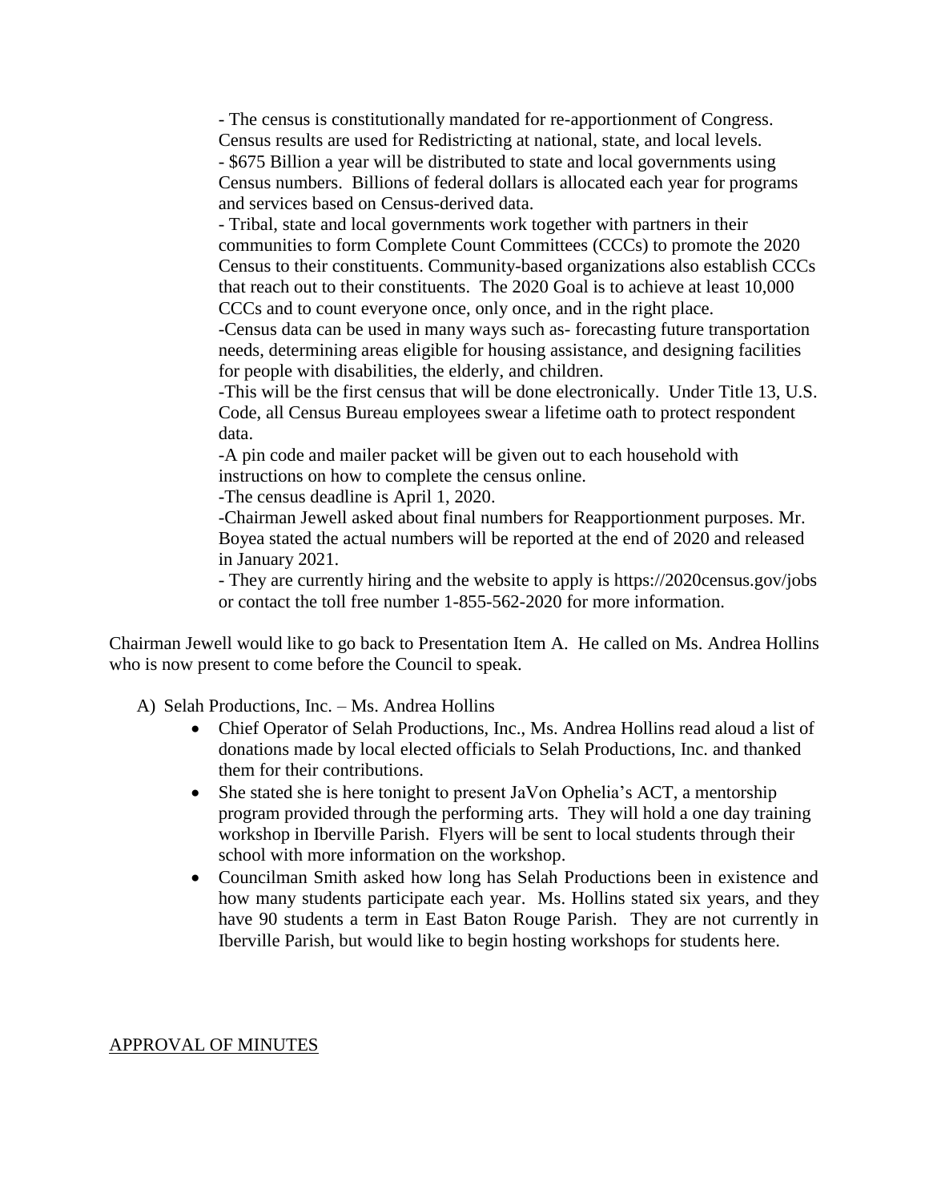- The census is constitutionally mandated for re-apportionment of Congress. Census results are used for Redistricting at national, state, and local levels.
- $675 Billion a year will be distributed to state and local governments using Census numbers. Billions of federal dollars is allocated each year for programs and services based on Census-derived data.
- Tribal, state and local governments work together with partners in their communities to form Complete Count Committees (CCCs) to promote the 2020 Census to their constituents. Community-based organizations also establish CCCs that reach out to their constituents. The 2020 Goal is to achieve at least 10,000 CCCs and to count everyone once, only once, and in the right place.
-Census data can be used in many ways such as- forecasting future transportation needs, determining areas eligible for housing assistance, and designing facilities for people with disabilities, the elderly, and children.
-This will be the first census that will be done electronically. Under Title 13, U.S. Code, all Census Bureau employees swear a lifetime oath to protect respondent data.
-A pin code and mailer packet will be given out to each household with instructions on how to complete the census online.
-The census deadline is April 1, 2020.
-Chairman Jewell asked about final numbers for Reapportionment purposes. Mr. Boyea stated the actual numbers will be reported at the end of 2020 and released in January 2021.
- They are currently hiring and the website to apply is https://2020census.gov/jobs or contact the toll free number 1-855-562-2020 for more information.

Chairman Jewell would like to go back to Presentation Item A. He called on Ms. Andrea Hollins who is now present to come before the Council to speak.

A) Selah Productions, Inc. – Ms. Andrea Hollins
   - Chief Operator of Selah Productions, Inc., Ms. Andrea Hollins read aloud a list of donations made by local elected officials to Selah Productions, Inc. and thanked them for their contributions.
   - She stated she is here tonight to present JaVon Ophelia's ACT, a mentorship program provided through the performing arts. They will hold a one day training workshop in Iberville Parish. Flyers will be sent to local students through their school with more information on the workshop.
   - Councilman Smith asked how long has Selah Productions been in existence and how many students participate each year. Ms. Hollins stated six years, and they have 90 students a term in East Baton Rouge Parish. They are not currently in Iberville Parish, but would like to begin hosting workshops for students here.

APPROVAL OF MINUTES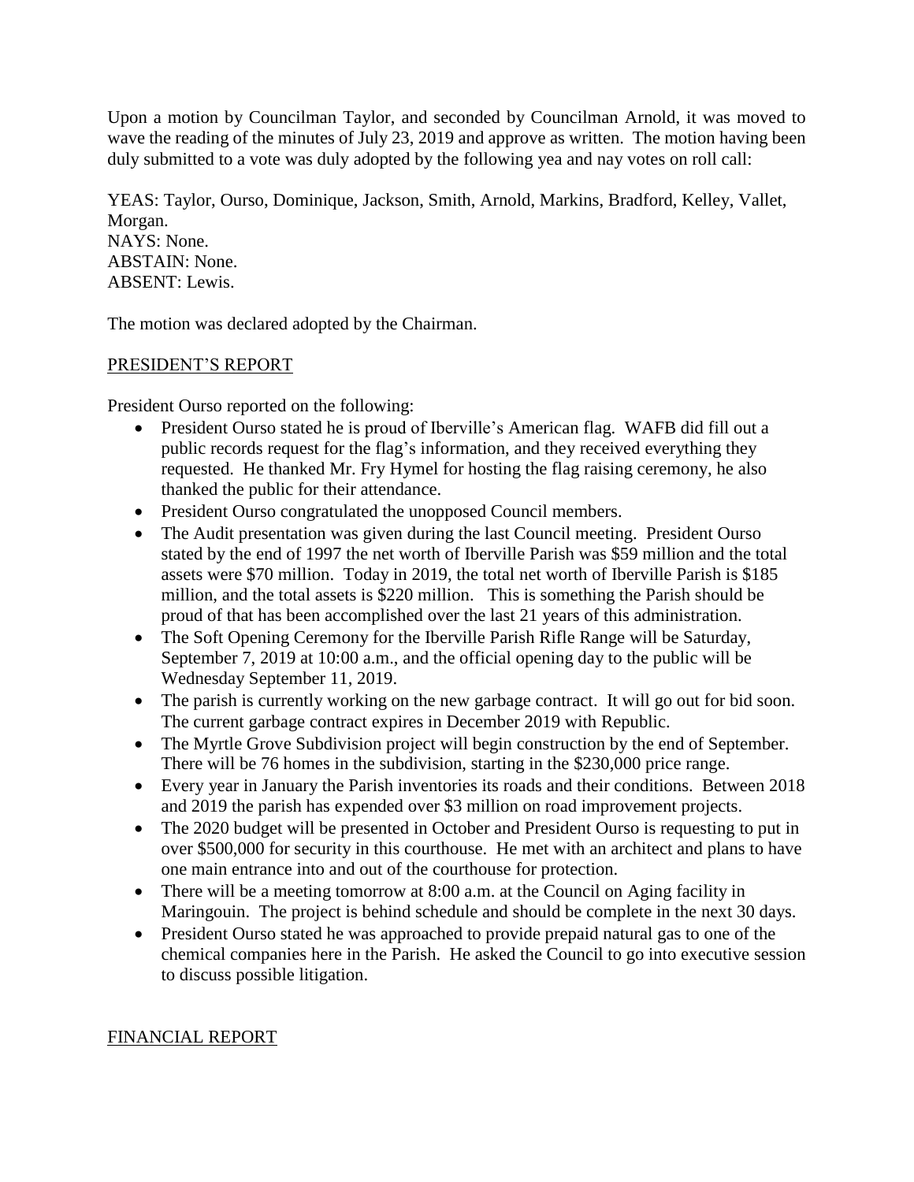Upon a motion by Councilman Taylor, and seconded by Councilman Arnold, it was moved to wave the reading of the minutes of July 23, 2019 and approve as written. The motion having been duly submitted to a vote was duly adopted by the following yea and nay votes on roll call:

YEAS: Taylor, Ourso, Dominique, Jackson, Smith, Arnold, Markins, Bradford, Kelley, Vallet, Morgan.
NAYS: None.
ABSTAIN: None.
ABSENT: Lewis.

The motion was declared adopted by the Chairman.

## PRESIDENT'S REPORT

President Ourso reported on the following:

- President Ourso stated he is proud of Iberville's American flag. WAFB did fill out a public records request for the flag's information, and they received everything they requested. He thanked Mr. Fry Hymel for hosting the flag raising ceremony, he also thanked the public for their attendance.
- President Ourso congratulated the unopposed Council members.
- The Audit presentation was given during the last Council meeting. President Ourso stated by the end of 1997 the net worth of Iberville Parish was $59 million and the total assets were $70 million. Today in 2019, the total net worth of Iberville Parish is $185 million, and the total assets is $220 million. This is something the Parish should be proud of that has been accomplished over the last 21 years of this administration.
- The Soft Opening Ceremony for the Iberville Parish Rifle Range will be Saturday, September 7, 2019 at 10:00 a.m., and the official opening day to the public will be Wednesday September 11, 2019.
- The parish is currently working on the new garbage contract. It will go out for bid soon. The current garbage contract expires in December 2019 with Republic.
- The Myrtle Grove Subdivision project will begin construction by the end of September. There will be 76 homes in the subdivision, starting in the $230,000 price range.
- Every year in January the Parish inventories its roads and their conditions. Between 2018 and 2019 the parish has expended over $3 million on road improvement projects.
- The 2020 budget will be presented in October and President Ourso is requesting to put in over $500,000 for security in this courthouse. He met with an architect and plans to have one main entrance into and out of the courthouse for protection.
- There will be a meeting tomorrow at 8:00 a.m. at the Council on Aging facility in Maringouin. The project is behind schedule and should be complete in the next 30 days.
- President Ourso stated he was approached to provide prepaid natural gas to one of the chemical companies here in the Parish. He asked the Council to go into executive session to discuss possible litigation.

## FINANCIAL REPORT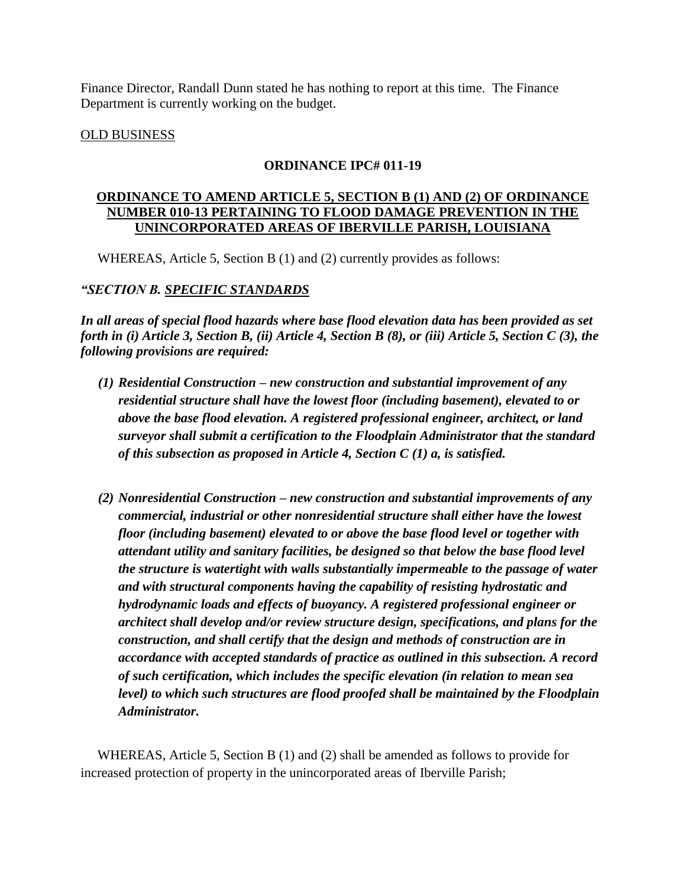Finance Director, Randall Dunn stated he has nothing to report at this time. The Finance Department is currently working on the budget.

OLD BUSINESS

**ORDINANCE IPC# 011-19**

**ORDINANCE TO AMEND ARTICLE 5, SECTION B (1) AND (2) OF ORDINANCE NUMBER 010-13 PERTAINING TO FLOOD DAMAGE PREVENTION IN THE UNINCORPORATED AREAS OF IBERVILLE PARISH, LOUISIANA**

WHEREAS, Article 5, Section B (1) and (2) currently provides as follows:

***"SECTION B. SPECIFIC STANDARDS***

***In all areas of special flood hazards where base flood elevation data has been provided as set forth in (i) Article 3, Section B, (ii) Article 4, Section B (8), or (iii) Article 5, Section C (3), the following provisions are required:***

***(1) Residential Construction – new construction and substantial improvement of any residential structure shall have the lowest floor (including basement), elevated to or above the base flood elevation. A registered professional engineer, architect, or land surveyor shall submit a certification to the Floodplain Administrator that the standard of this subsection as proposed in Article 4, Section C (1) a, is satisfied.***

***(2) Nonresidential Construction – new construction and substantial improvements of any commercial, industrial or other nonresidential structure shall either have the lowest floor (including basement) elevated to or above the base flood level or together with attendant utility and sanitary facilities, be designed so that below the base flood level the structure is watertight with walls substantially impermeable to the passage of water and with structural components having the capability of resisting hydrostatic and hydrodynamic loads and effects of buoyancy. A registered professional engineer or architect shall develop and/or review structure design, specifications, and plans for the construction, and shall certify that the design and methods of construction are in accordance with accepted standards of practice as outlined in this subsection. A record of such certification, which includes the specific elevation (in relation to mean sea level) to which such structures are flood proofed shall be maintained by the Floodplain Administrator.***

WHEREAS, Article 5, Section B (1) and (2) shall be amended as follows to provide for increased protection of property in the unincorporated areas of Iberville Parish;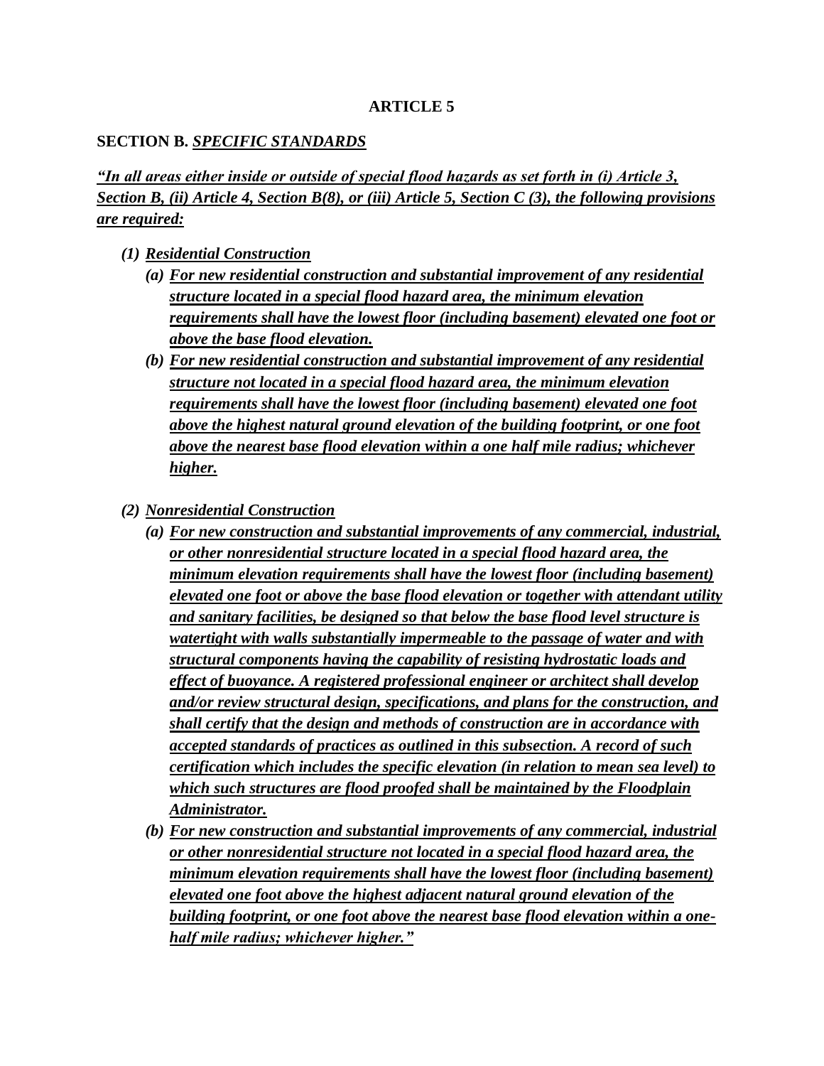**ARTICLE 5**

**SECTION B.** ***SPECIFIC STANDARDS***

***"In all areas either inside or outside of special flood hazards as set forth in (i) Article 3, Section B, (ii) Article 4, Section B(8), or (iii) Article 5, Section C (3), the following provisions are required:***

***(1) Residential Construction***

   ***(a) For new residential construction and substantial improvement of any residential structure located in a special flood hazard area, the minimum elevation requirements shall have the lowest floor (including basement) elevated one foot or above the base flood elevation.***

   ***(b) For new residential construction and substantial improvement of any residential structure not located in a special flood hazard area, the minimum elevation requirements shall have the lowest floor (including basement) elevated one foot above the highest natural ground elevation of the building footprint, or one foot above the nearest base flood elevation within a one half mile radius; whichever higher.***

***(2) Nonresidential Construction***

   ***(a) For new construction and substantial improvements of any commercial, industrial, or other nonresidential structure located in a special flood hazard area, the minimum elevation requirements shall have the lowest floor (including basement) elevated one foot or above the base flood elevation or together with attendant utility and sanitary facilities, be designed so that below the base flood level structure is watertight with walls substantially impermeable to the passage of water and with structural components having the capability of resisting hydrostatic loads and effect of buoyance. A registered professional engineer or architect shall develop and/or review structural design, specifications, and plans for the construction, and shall certify that the design and methods of construction are in accordance with accepted standards of practices as outlined in this subsection. A record of such certification which includes the specific elevation (in relation to mean sea level) to which such structures are flood proofed shall be maintained by the Floodplain Administrator.***

   ***(b) For new construction and substantial improvements of any commercial, industrial or other nonresidential structure not located in a special flood hazard area, the minimum elevation requirements shall have the lowest floor (including basement) elevated one foot above the highest adjacent natural ground elevation of the building footprint, or one foot above the nearest base flood elevation within a one-half mile radius; whichever higher."***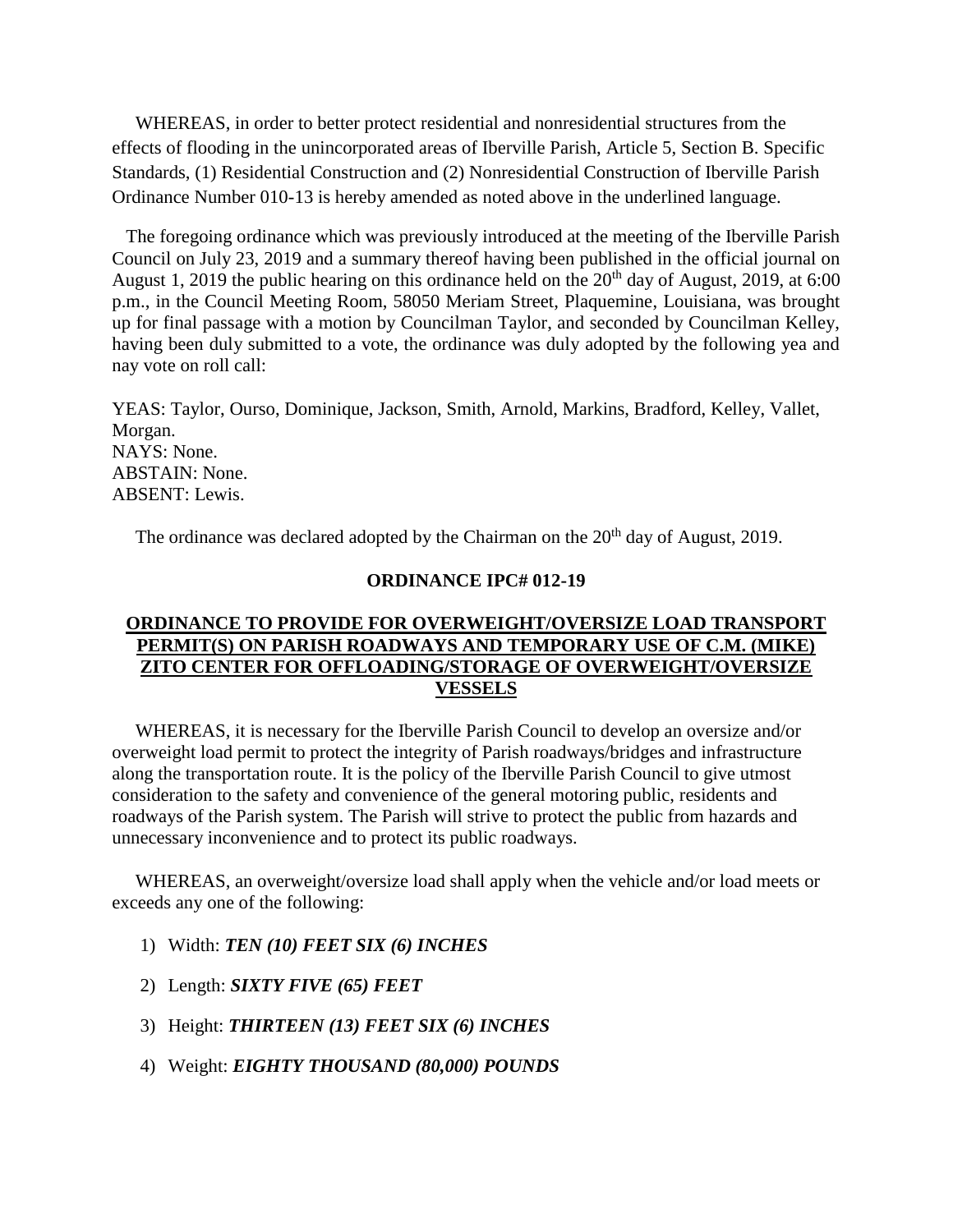WHEREAS, in order to better protect residential and nonresidential structures from the effects of flooding in the unincorporated areas of Iberville Parish, Article 5, Section B. Specific Standards, (1) Residential Construction and (2) Nonresidential Construction of Iberville Parish Ordinance Number 010-13 is hereby amended as noted above in the underlined language.

The foregoing ordinance which was previously introduced at the meeting of the Iberville Parish Council on July 23, 2019 and a summary thereof having been published in the official journal on August 1, 2019 the public hearing on this ordinance held on the 20th day of August, 2019, at 6:00 p.m., in the Council Meeting Room, 58050 Meriam Street, Plaquemine, Louisiana, was brought up for final passage with a motion by Councilman Taylor, and seconded by Councilman Kelley, having been duly submitted to a vote, the ordinance was duly adopted by the following yea and nay vote on roll call:

YEAS: Taylor, Ourso, Dominique, Jackson, Smith, Arnold, Markins, Bradford, Kelley, Vallet, Morgan.
NAYS: None.
ABSTAIN: None.
ABSENT: Lewis.

The ordinance was declared adopted by the Chairman on the 20th day of August, 2019.

## ORDINANCE IPC# 012-19

## ORDINANCE TO PROVIDE FOR OVERWEIGHT/OVERSIZE LOAD TRANSPORT PERMIT(S) ON PARISH ROADWAYS AND TEMPORARY USE OF C.M. (MIKE) ZITO CENTER FOR OFFLOADING/STORAGE OF OVERWEIGHT/OVERSIZE VESSELS

WHEREAS, it is necessary for the Iberville Parish Council to develop an oversize and/or overweight load permit to protect the integrity of Parish roadways/bridges and infrastructure along the transportation route. It is the policy of the Iberville Parish Council to give utmost consideration to the safety and convenience of the general motoring public, residents and roadways of the Parish system. The Parish will strive to protect the public from hazards and unnecessary inconvenience and to protect its public roadways.

WHEREAS, an overweight/oversize load shall apply when the vehicle and/or load meets or exceeds any one of the following:

1) Width: ***TEN (10) FEET SIX (6) INCHES***
2) Length: ***SIXTY FIVE (65) FEET***
3) Height: ***THIRTEEN (13) FEET SIX (6) INCHES***
4) Weight: ***EIGHTY THOUSAND (80,000) POUNDS***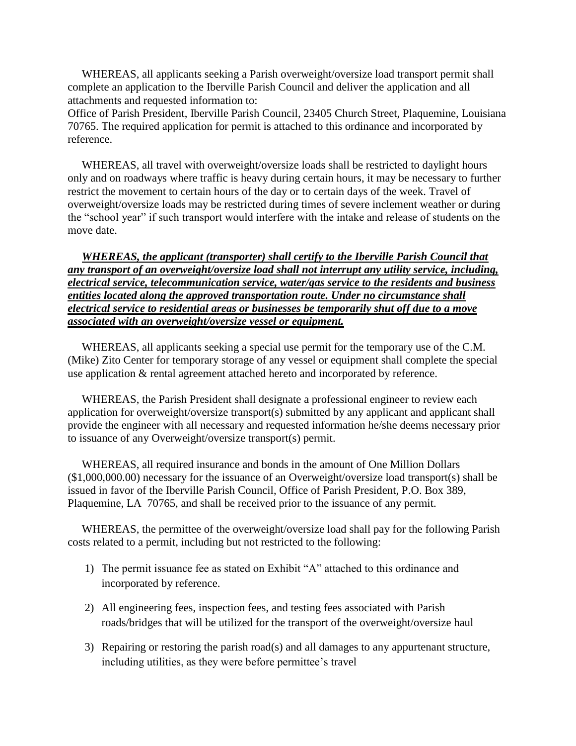WHEREAS, all applicants seeking a Parish overweight/oversize load transport permit shall complete an application to the Iberville Parish Council and deliver the application and all attachments and requested information to:
Office of Parish President, Iberville Parish Council, 23405 Church Street, Plaquemine, Louisiana 70765. The required application for permit is attached to this ordinance and incorporated by reference.

WHEREAS, all travel with overweight/oversize loads shall be restricted to daylight hours only and on roadways where traffic is heavy during certain hours, it may be necessary to further restrict the movement to certain hours of the day or to certain days of the week. Travel of overweight/oversize loads may be restricted during times of severe inclement weather or during the "school year" if such transport would interfere with the intake and release of students on the move date.

***WHEREAS, the applicant (transporter) shall certify to the Iberville Parish Council that any transport of an overweight/oversize load shall not interrupt any utility service, including, electrical service, telecommunication service, water/gas service to the residents and business entities located along the approved transportation route. Under no circumstance shall electrical service to residential areas or businesses be temporarily shut off due to a move associated with an overweight/oversize vessel or equipment.***

WHEREAS, all applicants seeking a special use permit for the temporary use of the C.M. (Mike) Zito Center for temporary storage of any vessel or equipment shall complete the special use application & rental agreement attached hereto and incorporated by reference.

WHEREAS, the Parish President shall designate a professional engineer to review each application for overweight/oversize transport(s) submitted by any applicant and applicant shall provide the engineer with all necessary and requested information he/she deems necessary prior to issuance of any Overweight/oversize transport(s) permit.

WHEREAS, all required insurance and bonds in the amount of One Million Dollars ($1,000,000.00) necessary for the issuance of an Overweight/oversize load transport(s) shall be issued in favor of the Iberville Parish Council, Office of Parish President, P.O. Box 389, Plaquemine, LA 70765, and shall be received prior to the issuance of any permit.

WHEREAS, the permittee of the overweight/oversize load shall pay for the following Parish costs related to a permit, including but not restricted to the following:

1) The permit issuance fee as stated on Exhibit "A" attached to this ordinance and incorporated by reference.
2) All engineering fees, inspection fees, and testing fees associated with Parish roads/bridges that will be utilized for the transport of the overweight/oversize haul
3) Repairing or restoring the parish road(s) and all damages to any appurtenant structure, including utilities, as they were before permittee's travel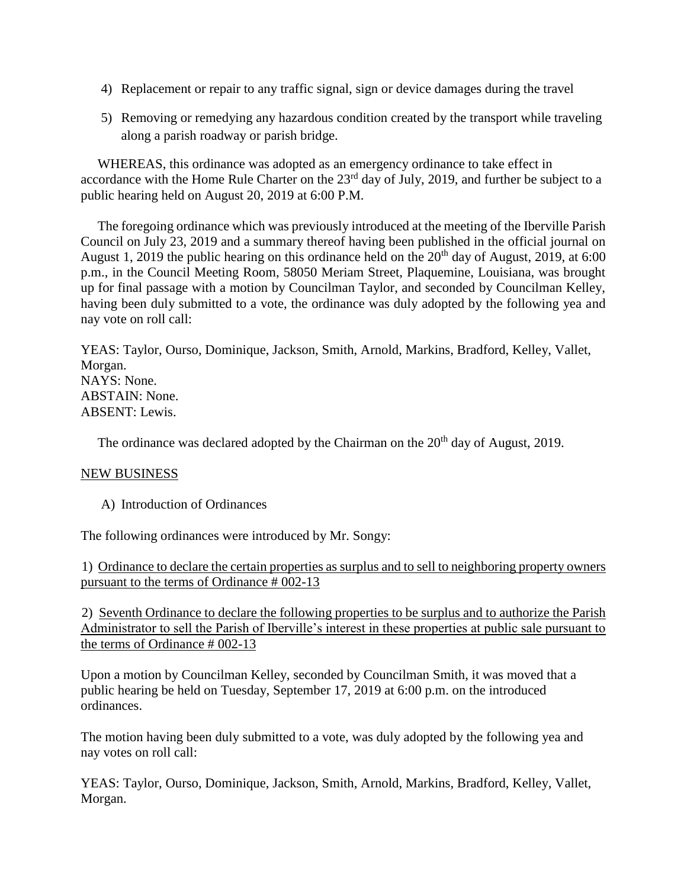4) Replacement or repair to any traffic signal, sign or device damages during the travel

5) Removing or remedying any hazardous condition created by the transport while traveling along a parish roadway or parish bridge.

WHEREAS, this ordinance was adopted as an emergency ordinance to take effect in accordance with the Home Rule Charter on the 23rd day of July, 2019, and further be subject to a public hearing held on August 20, 2019 at 6:00 P.M.

The foregoing ordinance which was previously introduced at the meeting of the Iberville Parish Council on July 23, 2019 and a summary thereof having been published in the official journal on August 1, 2019 the public hearing on this ordinance held on the 20th day of August, 2019, at 6:00 p.m., in the Council Meeting Room, 58050 Meriam Street, Plaquemine, Louisiana, was brought up for final passage with a motion by Councilman Taylor, and seconded by Councilman Kelley, having been duly submitted to a vote, the ordinance was duly adopted by the following yea and nay vote on roll call:

YEAS: Taylor, Ourso, Dominique, Jackson, Smith, Arnold, Markins, Bradford, Kelley, Vallet, Morgan.
NAYS: None.
ABSTAIN: None.
ABSENT: Lewis.

The ordinance was declared adopted by the Chairman on the 20th day of August, 2019.

NEW BUSINESS

A) Introduction of Ordinances

The following ordinances were introduced by Mr. Songy:

1) Ordinance to declare the certain properties as surplus and to sell to neighboring property owners pursuant to the terms of Ordinance # 002-13

2) Seventh Ordinance to declare the following properties to be surplus and to authorize the Parish Administrator to sell the Parish of Iberville's interest in these properties at public sale pursuant to the terms of Ordinance # 002-13

Upon a motion by Councilman Kelley, seconded by Councilman Smith, it was moved that a public hearing be held on Tuesday, September 17, 2019 at 6:00 p.m. on the introduced ordinances.

The motion having been duly submitted to a vote, was duly adopted by the following yea and nay votes on roll call:

YEAS: Taylor, Ourso, Dominique, Jackson, Smith, Arnold, Markins, Bradford, Kelley, Vallet, Morgan.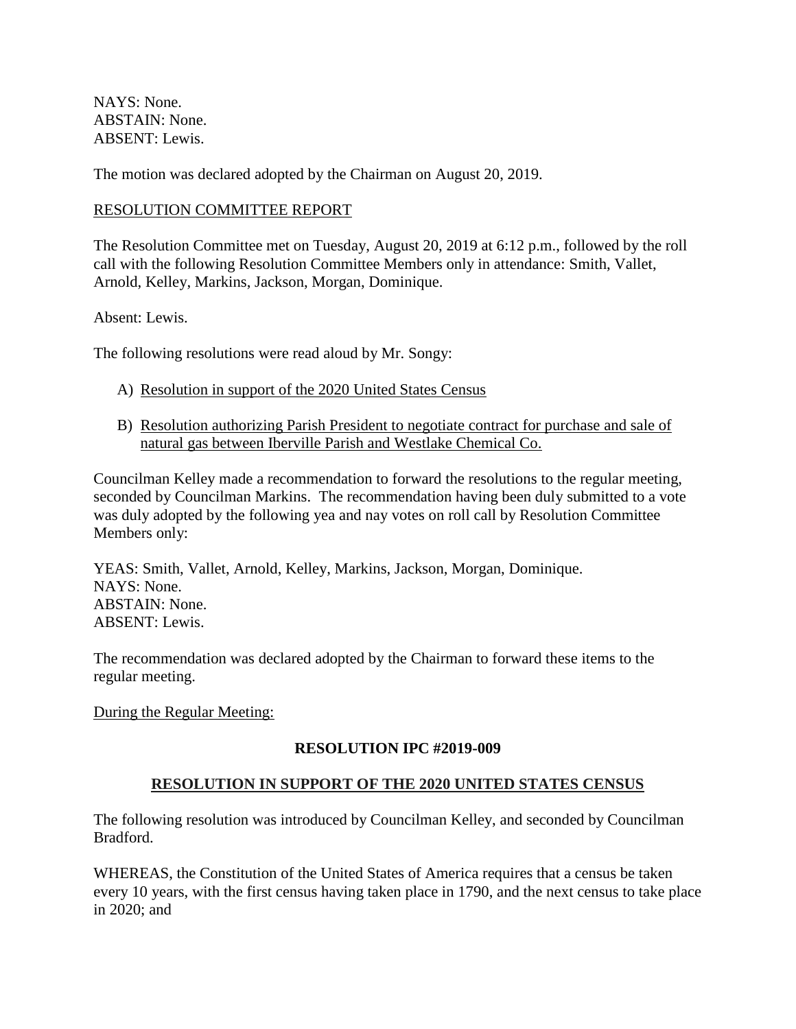NAYS: None.
ABSTAIN: None.
ABSENT: Lewis.

The motion was declared adopted by the Chairman on August 20, 2019.

<u>RESOLUTION COMMITTEE REPORT</u>

The Resolution Committee met on Tuesday, August 20, 2019 at 6:12 p.m., followed by the roll call with the following Resolution Committee Members only in attendance: Smith, Vallet, Arnold, Kelley, Markins, Jackson, Morgan, Dominique.

Absent: Lewis.

The following resolutions were read aloud by Mr. Songy:

A) <u>Resolution in support of the 2020 United States Census</u>

B) <u>Resolution authorizing Parish President to negotiate contract for purchase and sale of natural gas between Iberville Parish and Westlake Chemical Co.</u>

Councilman Kelley made a recommendation to forward the resolutions to the regular meeting, seconded by Councilman Markins. The recommendation having been duly submitted to a vote was duly adopted by the following yea and nay votes on roll call by Resolution Committee Members only:

YEAS: Smith, Vallet, Arnold, Kelley, Markins, Jackson, Morgan, Dominique.
NAYS: None.
ABSTAIN: None.
ABSENT: Lewis.

The recommendation was declared adopted by the Chairman to forward these items to the regular meeting.

<u>During the Regular Meeting:</u>

**RESOLUTION IPC #2019-009**

**<u>RESOLUTION IN SUPPORT OF THE 2020 UNITED STATES CENSUS</u>**

The following resolution was introduced by Councilman Kelley, and seconded by Councilman Bradford.

WHEREAS, the Constitution of the United States of America requires that a census be taken every 10 years, with the first census having taken place in 1790, and the next census to take place in 2020; and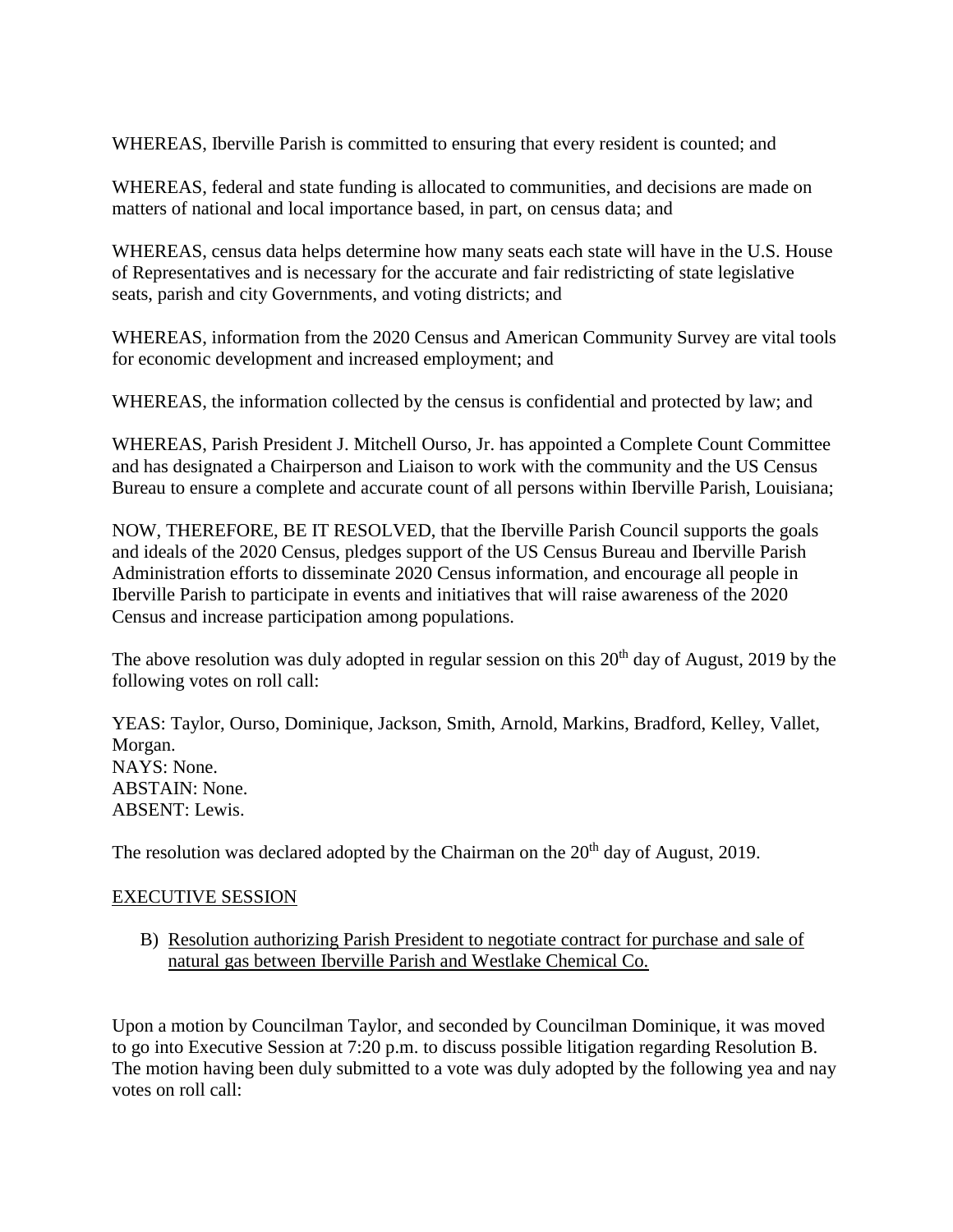WHEREAS, Iberville Parish is committed to ensuring that every resident is counted; and

WHEREAS, federal and state funding is allocated to communities, and decisions are made on matters of national and local importance based, in part, on census data; and

WHEREAS, census data helps determine how many seats each state will have in the U.S. House of Representatives and is necessary for the accurate and fair redistricting of state legislative seats, parish and city Governments, and voting districts; and

WHEREAS, information from the 2020 Census and American Community Survey are vital tools for economic development and increased employment; and

WHEREAS, the information collected by the census is confidential and protected by law; and

WHEREAS, Parish President J. Mitchell Ourso, Jr. has appointed a Complete Count Committee and has designated a Chairperson and Liaison to work with the community and the US Census Bureau to ensure a complete and accurate count of all persons within Iberville Parish, Louisiana;

NOW, THEREFORE, BE IT RESOLVED, that the Iberville Parish Council supports the goals and ideals of the 2020 Census, pledges support of the US Census Bureau and Iberville Parish Administration efforts to disseminate 2020 Census information, and encourage all people in Iberville Parish to participate in events and initiatives that will raise awareness of the 2020 Census and increase participation among populations.

The above resolution was duly adopted in regular session on this 20th day of August, 2019 by the following votes on roll call:

YEAS: Taylor, Ourso, Dominique, Jackson, Smith, Arnold, Markins, Bradford, Kelley, Vallet, Morgan.
NAYS: None.
ABSTAIN: None.
ABSENT: Lewis.

The resolution was declared adopted by the Chairman on the 20th day of August, 2019.

<u>EXECUTIVE SESSION</u>

B) <u>Resolution authorizing Parish President to negotiate contract for purchase and sale of natural gas between Iberville Parish and Westlake Chemical Co.</u>

Upon a motion by Councilman Taylor, and seconded by Councilman Dominique, it was moved to go into Executive Session at 7:20 p.m. to discuss possible litigation regarding Resolution B. The motion having been duly submitted to a vote was duly adopted by the following yea and nay votes on roll call: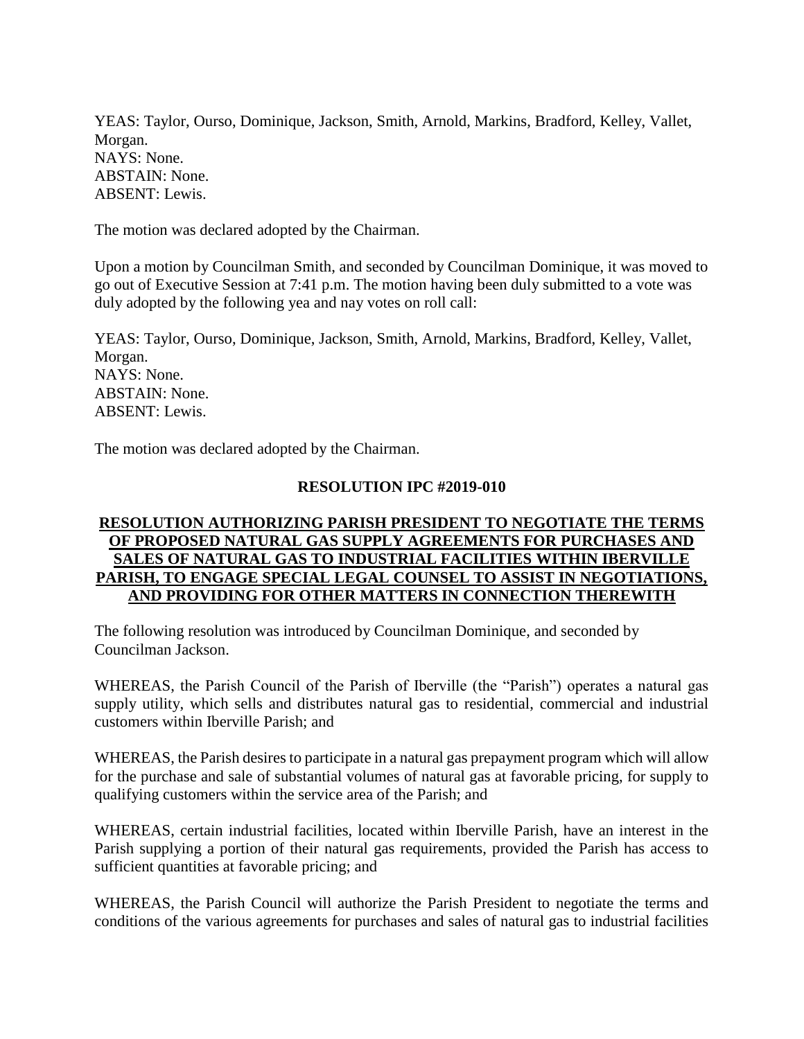YEAS: Taylor, Ourso, Dominique, Jackson, Smith, Arnold, Markins, Bradford, Kelley, Vallet, Morgan.
NAYS: None.
ABSTAIN: None.
ABSENT: Lewis.

The motion was declared adopted by the Chairman.

Upon a motion by Councilman Smith, and seconded by Councilman Dominique, it was moved to go out of Executive Session at 7:41 p.m. The motion having been duly submitted to a vote was duly adopted by the following yea and nay votes on roll call:

YEAS: Taylor, Ourso, Dominique, Jackson, Smith, Arnold, Markins, Bradford, Kelley, Vallet, Morgan.
NAYS: None.
ABSTAIN: None.
ABSENT: Lewis.

The motion was declared adopted by the Chairman.

**RESOLUTION IPC #2019-010**

**RESOLUTION AUTHORIZING PARISH PRESIDENT TO NEGOTIATE THE TERMS OF PROPOSED NATURAL GAS SUPPLY AGREEMENTS FOR PURCHASES AND SALES OF NATURAL GAS TO INDUSTRIAL FACILITIES WITHIN IBERVILLE PARISH, TO ENGAGE SPECIAL LEGAL COUNSEL TO ASSIST IN NEGOTIATIONS, AND PROVIDING FOR OTHER MATTERS IN CONNECTION THEREWITH**

The following resolution was introduced by Councilman Dominique, and seconded by Councilman Jackson.

WHEREAS, the Parish Council of the Parish of Iberville (the "Parish") operates a natural gas supply utility, which sells and distributes natural gas to residential, commercial and industrial customers within Iberville Parish; and

WHEREAS, the Parish desires to participate in a natural gas prepayment program which will allow for the purchase and sale of substantial volumes of natural gas at favorable pricing, for supply to qualifying customers within the service area of the Parish; and

WHEREAS, certain industrial facilities, located within Iberville Parish, have an interest in the Parish supplying a portion of their natural gas requirements, provided the Parish has access to sufficient quantities at favorable pricing; and

WHEREAS, the Parish Council will authorize the Parish President to negotiate the terms and conditions of the various agreements for purchases and sales of natural gas to industrial facilities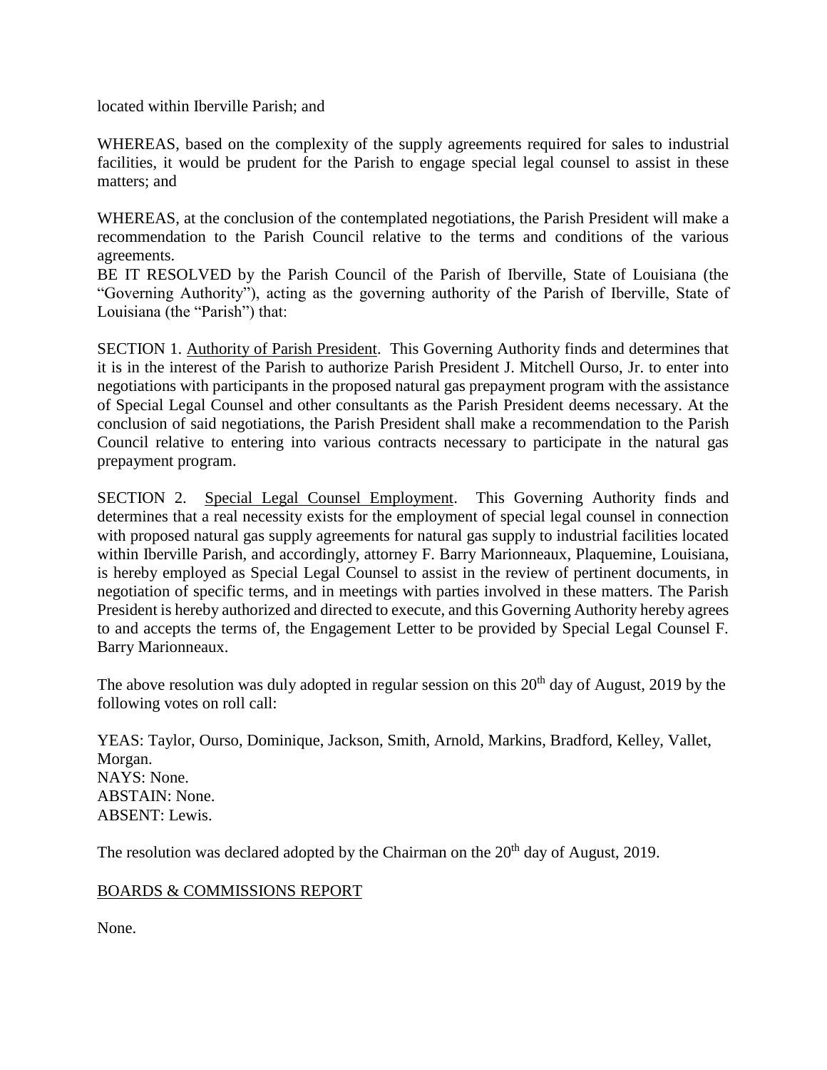located within Iberville Parish; and

WHEREAS, based on the complexity of the supply agreements required for sales to industrial facilities, it would be prudent for the Parish to engage special legal counsel to assist in these matters; and

WHEREAS, at the conclusion of the contemplated negotiations, the Parish President will make a recommendation to the Parish Council relative to the terms and conditions of the various agreements.

BE IT RESOLVED by the Parish Council of the Parish of Iberville, State of Louisiana (the "Governing Authority"), acting as the governing authority of the Parish of Iberville, State of Louisiana (the "Parish") that:

SECTION 1. Authority of Parish President. This Governing Authority finds and determines that it is in the interest of the Parish to authorize Parish President J. Mitchell Ourso, Jr. to enter into negotiations with participants in the proposed natural gas prepayment program with the assistance of Special Legal Counsel and other consultants as the Parish President deems necessary. At the conclusion of said negotiations, the Parish President shall make a recommendation to the Parish Council relative to entering into various contracts necessary to participate in the natural gas prepayment program.

SECTION 2. Special Legal Counsel Employment. This Governing Authority finds and determines that a real necessity exists for the employment of special legal counsel in connection with proposed natural gas supply agreements for natural gas supply to industrial facilities located within Iberville Parish, and accordingly, attorney F. Barry Marionneaux, Plaquemine, Louisiana, is hereby employed as Special Legal Counsel to assist in the review of pertinent documents, in negotiation of specific terms, and in meetings with parties involved in these matters. The Parish President is hereby authorized and directed to execute, and this Governing Authority hereby agrees to and accepts the terms of, the Engagement Letter to be provided by Special Legal Counsel F. Barry Marionneaux.

The above resolution was duly adopted in regular session on this 20th day of August, 2019 by the following votes on roll call:

YEAS: Taylor, Ourso, Dominique, Jackson, Smith, Arnold, Markins, Bradford, Kelley, Vallet, Morgan.
NAYS: None.
ABSTAIN: None.
ABSENT: Lewis.

The resolution was declared adopted by the Chairman on the 20th day of August, 2019.

BOARDS & COMMISSIONS REPORT

None.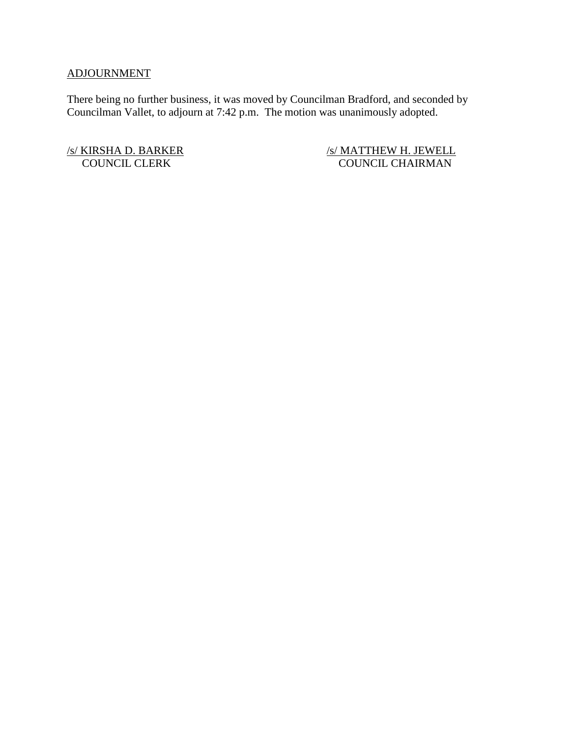ADJOURNMENT

There being no further business, it was moved by Councilman Bradford, and seconded by Councilman Vallet, to adjourn at 7:42 p.m. The motion was unanimously adopted.

| | |
|---|---|
| /s/ KIRSHA D. BARKER | /s/ MATTHEW H. JEWELL |
| COUNCIL CLERK | COUNCIL CHAIRMAN |